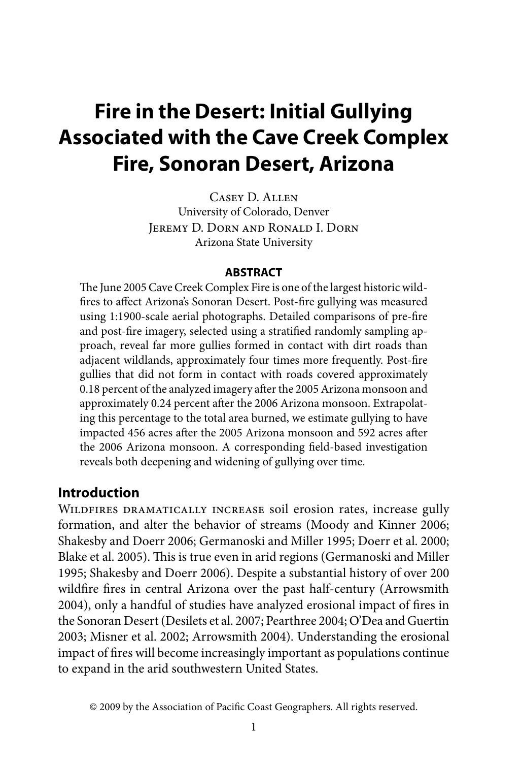# Fire in the Desert: Initial Gullying Associated with the Cave Creek Complex Fire, Sonoran Desert, Arizona

Casey D. Allen
University of Colorado, Denver

Jeremy D. Dorn and Ronald I. Dorn
Arizona State University

## ABSTRACT

The June 2005 Cave Creek Complex Fire is one of the largest historic wildfires to affect Arizona's Sonoran Desert. Post-fire gullying was measured using 1:1900-scale aerial photographs. Detailed comparisons of pre-fire and post-fire imagery, selected using a stratified randomly sampling approach, reveal far more gullies formed in contact with dirt roads than adjacent wildlands, approximately four times more frequently. Post-fire gullies that did not form in contact with roads covered approximately 0.18 percent of the analyzed imagery after the 2005 Arizona monsoon and approximately 0.24 percent after the 2006 Arizona monsoon. Extrapolating this percentage to the total area burned, we estimate gullying to have impacted 456 acres after the 2005 Arizona monsoon and 592 acres after the 2006 Arizona monsoon. A corresponding field-based investigation reveals both deepening and widening of gullying over time.

## Introduction

Wildfires dramatically increase soil erosion rates, increase gully formation, and alter the behavior of streams (Moody and Kinner 2006; Shakesby and Doerr 2006; Germanoski and Miller 1995; Doerr et al. 2000; Blake et al. 2005). This is true even in arid regions (Germanoski and Miller 1995; Shakesby and Doerr 2006). Despite a substantial history of over 200 wildfire fires in central Arizona over the past half-century (Arrowsmith 2004), only a handful of studies have analyzed erosional impact of fires in the Sonoran Desert (Desilets et al. 2007; Pearthree 2004; O'Dea and Guertin 2003; Misner et al. 2002; Arrowsmith 2004). Understanding the erosional impact of fires will become increasingly important as populations continue to expand in the arid southwestern United States.

© 2009 by the Association of Pacific Coast Geographers. All rights reserved.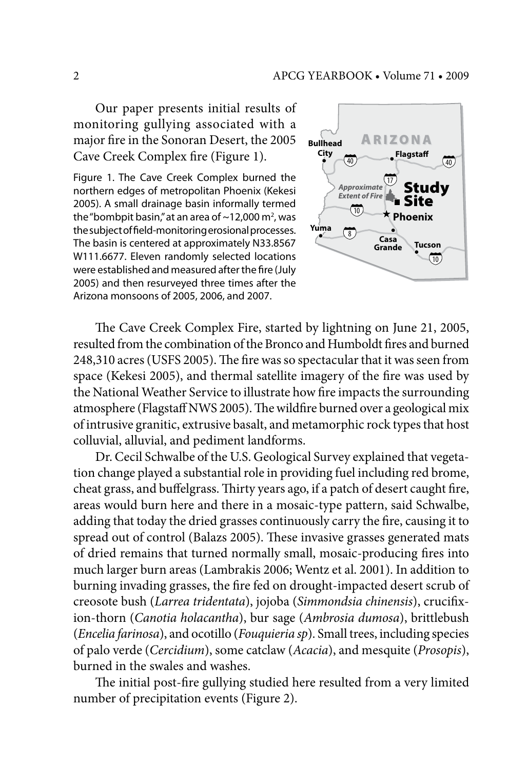Our paper presents initial results of monitoring gullying associated with a major fire in the Sonoran Desert, the 2005 Cave Creek Complex fire (Figure 1).

Figure 1. The Cave Creek Complex burned the northern edges of metropolitan Phoenix (Kekesi 2005). A small drainage basin informally termed the "bombpit basin," at an area of ~12,000 m², was the subject of field-monitoring erosional processes. The basin is centered at approximately N33.8567 W111.6677. Eleven randomly selected locations were established and measured after the fire (July 2005) and then resurveyed three times after the Arizona monsoons of 2005, 2006, and 2007.

The Cave Creek Complex Fire, started by lightning on June 21, 2005, resulted from the combination of the Bronco and Humboldt fires and burned 248,310 acres (USFS 2005). The fire was so spectacular that it was seen from space (Kekesi 2005), and thermal satellite imagery of the fire was used by the National Weather Service to illustrate how fire impacts the surrounding atmosphere (Flagstaff NWS 2005). The wildfire burned over a geological mix of intrusive granitic, extrusive basalt, and metamorphic rock types that host colluvial, alluvial, and pediment landforms.

Dr. Cecil Schwalbe of the U.S. Geological Survey explained that vegetation change played a substantial role in providing fuel including red brome, cheat grass, and buffelgrass. Thirty years ago, if a patch of desert caught fire, areas would burn here and there in a mosaic-type pattern, said Schwalbe, adding that today the dried grasses continuously carry the fire, causing it to spread out of control (Balazs 2005). These invasive grasses generated mats of dried remains that turned normally small, mosaic-producing fires into much larger burn areas (Lambrakis 2006; Wentz et al. 2001). In addition to burning invading grasses, the fire fed on drought-impacted desert scrub of creosote bush (*Larrea tridentata*), jojoba (*Simmondsia chinensis*), crucifixion-thorn (*Canotia holacantha*), bur sage (*Ambrosia dumosa*), brittlebush (*Encelia farinosa*), and ocotillo (*Fouquieria sp*). Small trees, including species of palo verde (*Cercidium*), some catclaw (*Acacia*), and mesquite (*Prosopis*), burned in the swales and washes.

The initial post-fire gullying studied here resulted from a very limited number of precipitation events (Figure 2).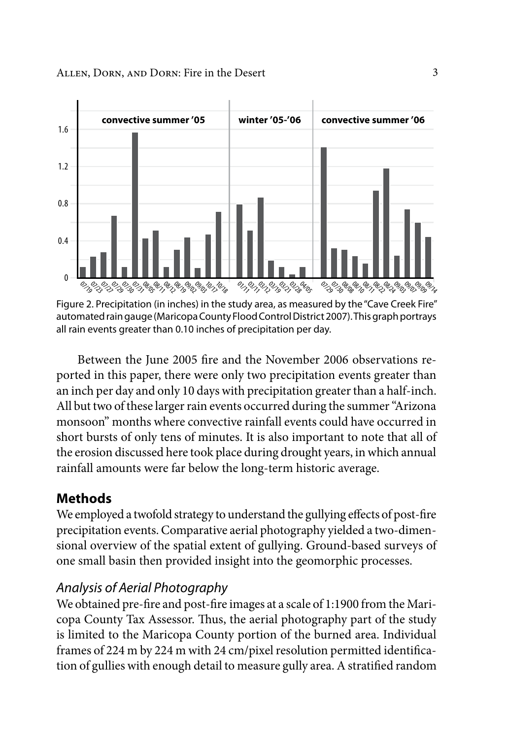Figure 2. Precipitation (in inches) in the study area, as measured by the "Cave Creek Fire" automated rain gauge (Maricopa County Flood Control District 2007). This graph portrays all rain events greater than 0.10 inches of precipitation per day.

Between the June 2005 fire and the November 2006 observations reported in this paper, there were only two precipitation events greater than an inch per day and only 10 days with precipitation greater than a half-inch. All but two of these larger rain events occurred during the summer "Arizona monsoon" months where convective rainfall events could have occurred in short bursts of only tens of minutes. It is also important to note that all of the erosion discussed here took place during drought years, in which annual rainfall amounts were far below the long-term historic average.

## Methods

We employed a twofold strategy to understand the gullying effects of post-fire precipitation events. Comparative aerial photography yielded a two-dimensional overview of the spatial extent of gullying. Ground-based surveys of one small basin then provided insight into the geomorphic processes.

### *Analysis of Aerial Photography*

We obtained pre-fire and post-fire images at a scale of 1:1900 from the Maricopa County Tax Assessor. Thus, the aerial photography part of the study is limited to the Maricopa County portion of the burned area. Individual frames of 224 m by 224 m with 24 cm/pixel resolution permitted identification of gullies with enough detail to measure gully area. A stratified random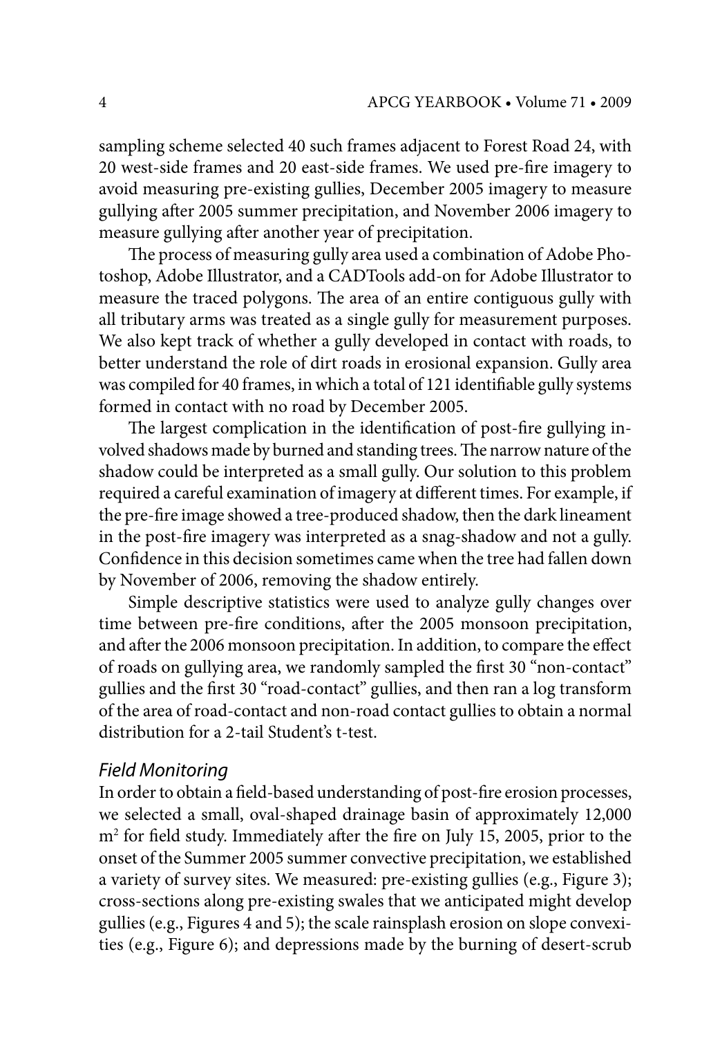sampling scheme selected 40 such frames adjacent to Forest Road 24, with 20 west-side frames and 20 east-side frames. We used pre-fire imagery to avoid measuring pre-existing gullies, December 2005 imagery to measure gullying after 2005 summer precipitation, and November 2006 imagery to measure gullying after another year of precipitation.

The process of measuring gully area used a combination of Adobe Photoshop, Adobe Illustrator, and a CADTools add-on for Adobe Illustrator to measure the traced polygons. The area of an entire contiguous gully with all tributary arms was treated as a single gully for measurement purposes. We also kept track of whether a gully developed in contact with roads, to better understand the role of dirt roads in erosional expansion. Gully area was compiled for 40 frames, in which a total of 121 identifiable gully systems formed in contact with no road by December 2005.

The largest complication in the identification of post-fire gullying involved shadows made by burned and standing trees. The narrow nature of the shadow could be interpreted as a small gully. Our solution to this problem required a careful examination of imagery at different times. For example, if the pre-fire image showed a tree-produced shadow, then the dark lineament in the post-fire imagery was interpreted as a snag-shadow and not a gully. Confidence in this decision sometimes came when the tree had fallen down by November of 2006, removing the shadow entirely.

Simple descriptive statistics were used to analyze gully changes over time between pre-fire conditions, after the 2005 monsoon precipitation, and after the 2006 monsoon precipitation. In addition, to compare the effect of roads on gullying area, we randomly sampled the first 30 "non-contact" gullies and the first 30 "road-contact" gullies, and then ran a log transform of the area of road-contact and non-road contact gullies to obtain a normal distribution for a 2-tail Student's t-test.

### *Field Monitoring*

In order to obtain a field-based understanding of post-fire erosion processes, we selected a small, oval-shaped drainage basin of approximately 12,000 $m^2$ for field study. Immediately after the fire on July 15, 2005, prior to the onset of the Summer 2005 summer convective precipitation, we established a variety of survey sites. We measured: pre-existing gullies (e.g., Figure 3); cross-sections along pre-existing swales that we anticipated might develop gullies (e.g., Figures 4 and 5); the scale rainsplash erosion on slope convexities (e.g., Figure 6); and depressions made by the burning of desert-scrub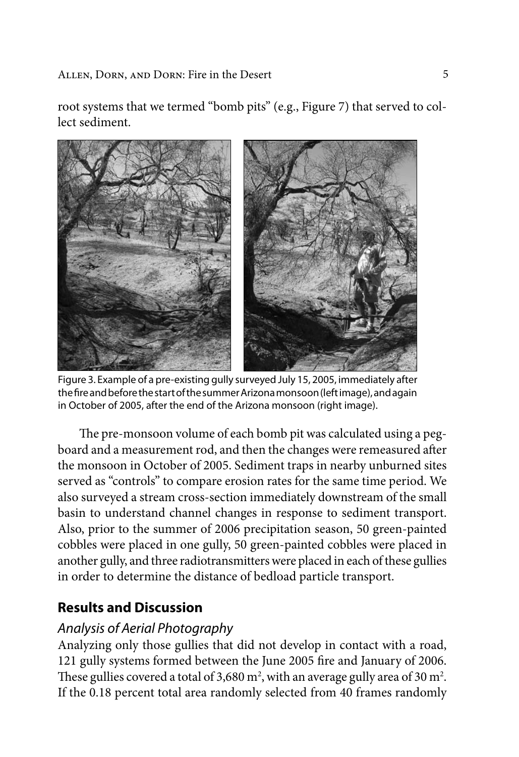root systems that we termed "bomb pits" (e.g., Figure 7) that served to collect sediment.

Figure 3. Example of a pre-existing gully surveyed July 15, 2005, immediately after the fire and before the start of the summer Arizona monsoon (left image), and again in October of 2005, after the end of the Arizona monsoon (right image).

The pre-monsoon volume of each bomb pit was calculated using a pegboard and a measurement rod, and then the changes were remeasured after the monsoon in October of 2005. Sediment traps in nearby unburned sites served as "controls" to compare erosion rates for the same time period. We also surveyed a stream cross-section immediately downstream of the small basin to understand channel changes in response to sediment transport. Also, prior to the summer of 2006 precipitation season, 50 green-painted cobbles were placed in one gully, 50 green-painted cobbles were placed in another gully, and three radiotransmitters were placed in each of these gullies in order to determine the distance of bedload particle transport.

## Results and Discussion

### *Analysis of Aerial Photography*

Analyzing only those gullies that did not develop in contact with a road, 121 gully systems formed between the June 2005 fire and January of 2006. These gullies covered a total of 3,680 $m^2$, with an average gully area of 30 $m^2$. If the 0.18 percent total area randomly selected from 40 frames randomly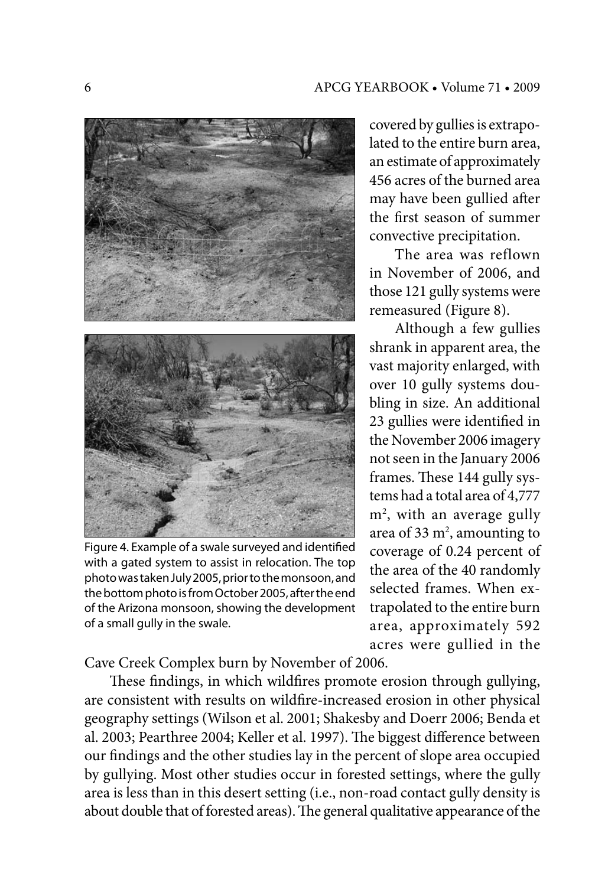Figure 4. Example of a swale surveyed and identified with a gated system to assist in relocation. The top photo was taken July 2005, prior to the monsoon, and the bottom photo is from October 2005, after the end of the Arizona monsoon, showing the development of a small gully in the swale.

covered by gullies is extrapolated to the entire burn area, an estimate of approximately 456 acres of the burned area may have been gullied after the first season of summer convective precipitation.

The area was reflown in November of 2006, and those 121 gully systems were remeasured (Figure 8).

Although a few gullies shrank in apparent area, the vast majority enlarged, with over 10 gully systems doubling in size. An additional 23 gullies were identified in the November 2006 imagery not seen in the January 2006 frames. These 144 gully systems had a total area of 4,777 $m^2$, with an average gully area of 33 $m^2$, amounting to coverage of 0.24 percent of the area of the 40 randomly selected frames. When extrapolated to the entire burn area, approximately 592 acres were gullied in the Cave Creek Complex burn by November of 2006.

These findings, in which wildfires promote erosion through gullying, are consistent with results on wildfire-increased erosion in other physical geography settings (Wilson et al. 2001; Shakesby and Doerr 2006; Benda et al. 2003; Pearthree 2004; Keller et al. 1997). The biggest difference between our findings and the other studies lay in the percent of slope area occupied by gullying. Most other studies occur in forested settings, where the gully area is less than in this desert setting (i.e., non-road contact gully density is about double that of forested areas). The general qualitative appearance of the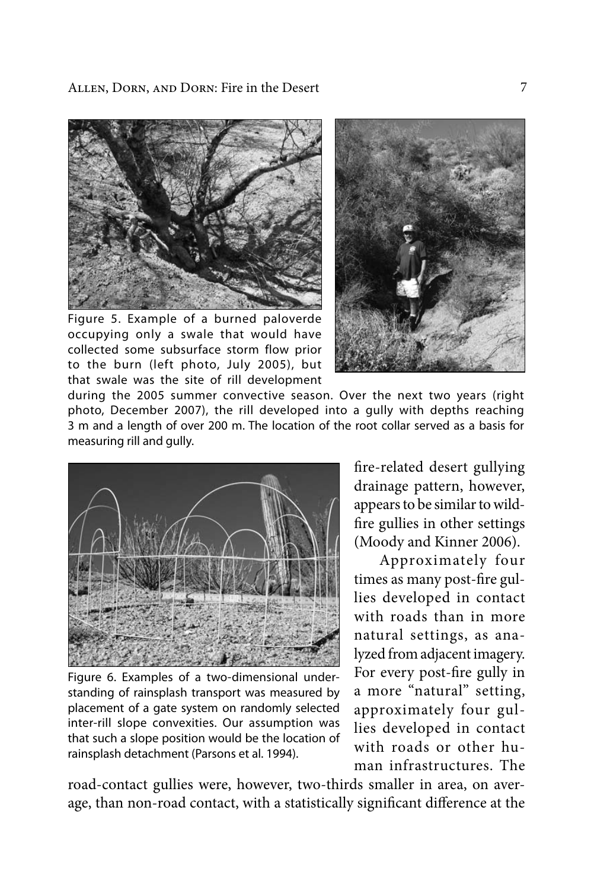Figure 5. Example of a burned paloverde occupying only a swale that would have collected some subsurface storm flow prior to the burn (left photo, July 2005), but that swale was the site of rill development during the 2005 summer convective season. Over the next two years (right photo, December 2007), the rill developed into a gully with depths reaching 3 m and a length of over 200 m. The location of the root collar served as a basis for measuring rill and gully.

Figure 6. Examples of a two-dimensional understanding of rainsplash transport was measured by placement of a gate system on randomly selected inter-rill slope convexities. Our assumption was that such a slope position would be the location of rainsplash detachment (Parsons et al. 1994).

fire-related desert gullying drainage pattern, however, appears to be similar to wildfire gullies in other settings (Moody and Kinner 2006).

Approximately four times as many post-fire gullies developed in contact with roads than in more natural settings, as analyzed from adjacent imagery. For every post-fire gully in a more "natural" setting, approximately four gullies developed in contact with roads or other human infrastructures. The road-contact gullies were, however, two-thirds smaller in area, on average, than non-road contact, with a statistically significant difference at the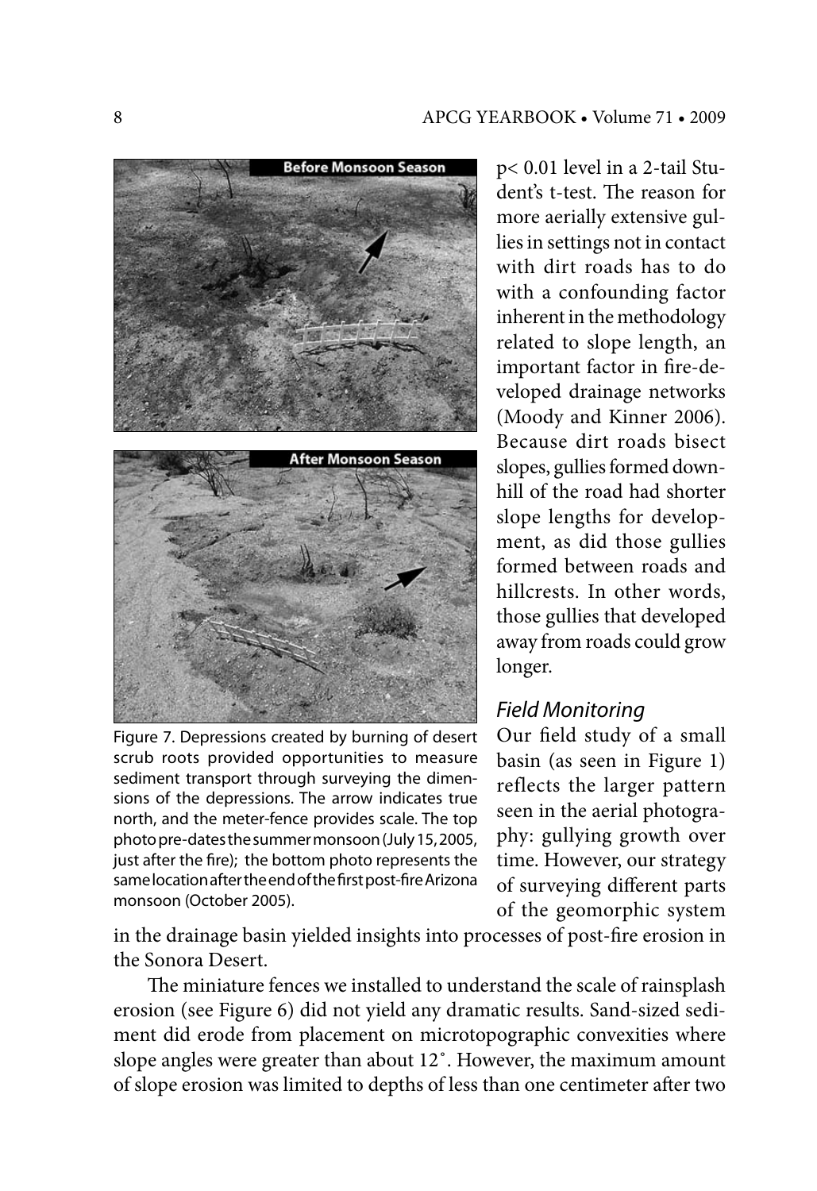p< 0.01 level in a 2-tail Student's t-test. The reason for more aerially extensive gullies in settings not in contact with dirt roads has to do with a confounding factor inherent in the methodology related to slope length, an important factor in fire-developed drainage networks (Moody and Kinner 2006). Because dirt roads bisect slopes, gullies formed downhill of the road had shorter slope lengths for development, as did those gullies formed between roads and hillcrests. In other words, those gullies that developed away from roads could grow longer.

Figure 7. Depressions created by burning of desert scrub roots provided opportunities to measure sediment transport through surveying the dimensions of the depressions. The arrow indicates true north, and the meter-fence provides scale. The top photo pre-dates the summer monsoon (July 15, 2005, just after the fire); the bottom photo represents the same location after the end of the first post-fire Arizona monsoon (October 2005).

### *Field Monitoring*

Our field study of a small basin (as seen in Figure 1) reflects the larger pattern seen in the aerial photography: gullying growth over time. However, our strategy of surveying different parts of the geomorphic system in the drainage basin yielded insights into processes of post-fire erosion in the Sonora Desert.

The miniature fences we installed to understand the scale of rainsplash erosion (see Figure 6) did not yield any dramatic results. Sand-sized sediment did erode from placement on microtopographic convexities where slope angles were greater than about 12˚. However, the maximum amount of slope erosion was limited to depths of less than one centimeter after two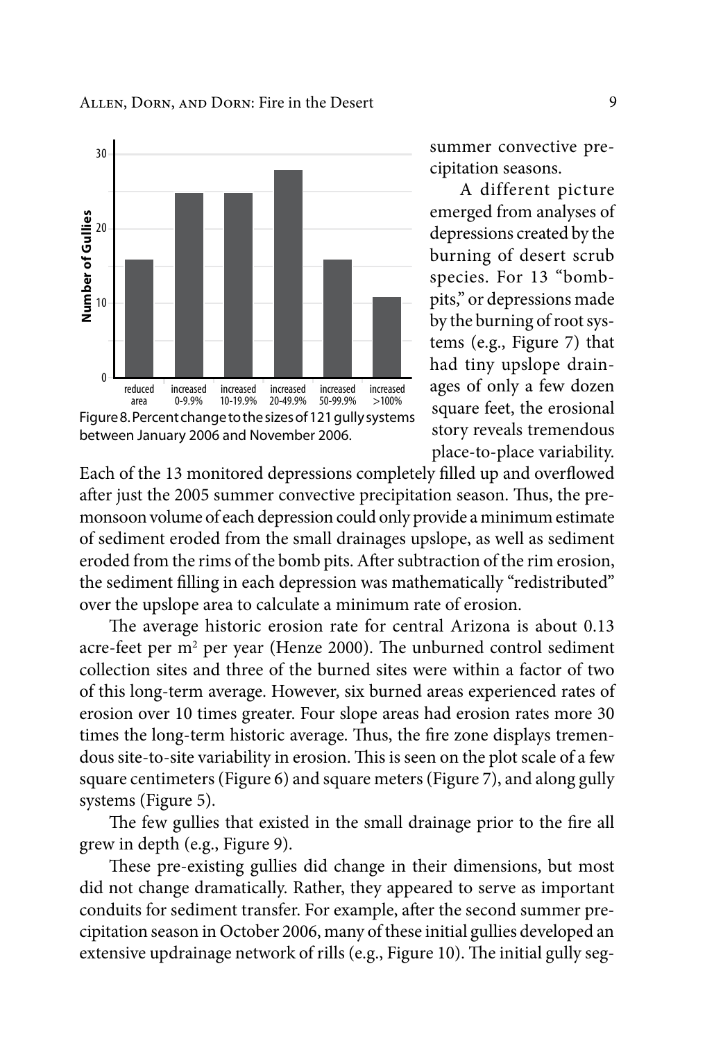Figure 8. Percent change to the sizes of 121 gully systems between January 2006 and November 2006.

summer convective precipitation seasons.

A different picture emerged from analyses of depressions created by the burning of desert scrub species. For 13 "bomb-pits," or depressions made by the burning of root systems (e.g., Figure 7) that had tiny upslope drainages of only a few dozen square feet, the erosional story reveals tremendous place-to-place variability. Each of the 13 monitored depressions completely filled up and overflowed after just the 2005 summer convective precipitation season. Thus, the pre-monsoon volume of each depression could only provide a minimum estimate of sediment eroded from the small drainages upslope, as well as sediment eroded from the rims of the bomb pits. After subtraction of the rim erosion, the sediment filling in each depression was mathematically "redistributed" over the upslope area to calculate a minimum rate of erosion.

The average historic erosion rate for central Arizona is about 0.13 acre-feet per $m^2$ per year (Henze 2000). The unburned control sediment collection sites and three of the burned sites were within a factor of two of this long-term average. However, six burned areas experienced rates of erosion over 10 times greater. Four slope areas had erosion rates more 30 times the long-term historic average. Thus, the fire zone displays tremendous site-to-site variability in erosion. This is seen on the plot scale of a few square centimeters (Figure 6) and square meters (Figure 7), and along gully systems (Figure 5).

The few gullies that existed in the small drainage prior to the fire all grew in depth (e.g., Figure 9).

These pre-existing gullies did change in their dimensions, but most did not change dramatically. Rather, they appeared to serve as important conduits for sediment transfer. For example, after the second summer precipitation season in October 2006, many of these initial gullies developed an extensive updrainage network of rills (e.g., Figure 10). The initial gully seg-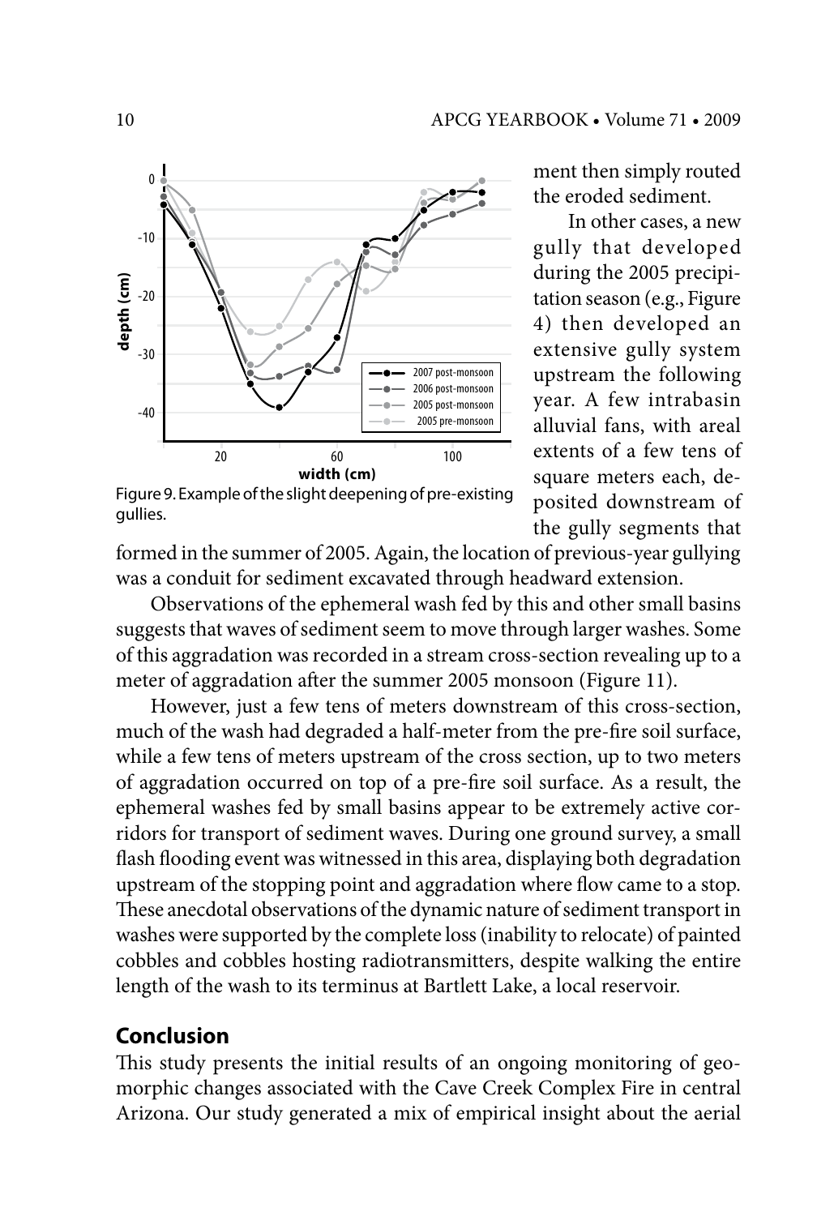Figure 9. Example of the slight deepening of pre-existing gullies.

ment then simply routed the eroded sediment.

In other cases, a new gully that developed during the 2005 precipitation season (e.g., Figure 4) then developed an extensive gully system upstream the following year. A few intrabasin alluvial fans, with areal extents of a few tens of square meters each, deposited downstream of the gully segments that formed in the summer of 2005. Again, the location of previous-year gullying was a conduit for sediment excavated through headward extension.

Observations of the ephemeral wash fed by this and other small basins suggests that waves of sediment seem to move through larger washes. Some of this aggradation was recorded in a stream cross-section revealing up to a meter of aggradation after the summer 2005 monsoon (Figure 11).

However, just a few tens of meters downstream of this cross-section, much of the wash had degraded a half-meter from the pre-fire soil surface, while a few tens of meters upstream of the cross section, up to two meters of aggradation occurred on top of a pre-fire soil surface. As a result, the ephemeral washes fed by small basins appear to be extremely active corridors for transport of sediment waves. During one ground survey, a small flash flooding event was witnessed in this area, displaying both degradation upstream of the stopping point and aggradation where flow came to a stop. These anecdotal observations of the dynamic nature of sediment transport in washes were supported by the complete loss (inability to relocate) of painted cobbles and cobbles hosting radiotransmitters, despite walking the entire length of the wash to its terminus at Bartlett Lake, a local reservoir.

## Conclusion

This study presents the initial results of an ongoing monitoring of geomorphic changes associated with the Cave Creek Complex Fire in central Arizona. Our study generated a mix of empirical insight about the aerial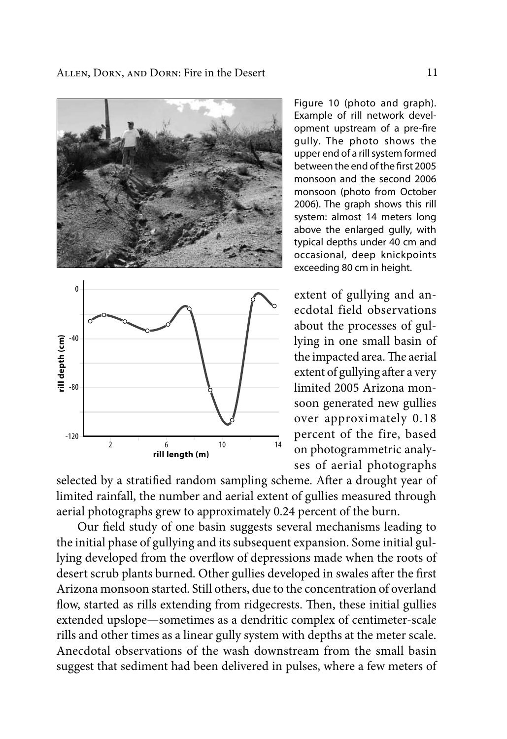Figure 10 (photo and graph). Example of rill network development upstream of a pre-fire gully. The photo shows the upper end of a rill system formed between the end of the first 2005 monsoon and the second 2006 monsoon (photo from October 2006). The graph shows this rill system: almost 14 meters long above the enlarged gully, with typical depths under 40 cm and occasional, deep knickpoints exceeding 80 cm in height.

extent of gullying and anecdotal field observations about the processes of gullying in one small basin of the impacted area. The aerial extent of gullying after a very limited 2005 Arizona monsoon generated new gullies over approximately 0.18 percent of the fire, based on photogrammetric analyses of aerial photographs selected by a stratified random sampling scheme. After a drought year of limited rainfall, the number and aerial extent of gullies measured through aerial photographs grew to approximately 0.24 percent of the burn.

Our field study of one basin suggests several mechanisms leading to the initial phase of gullying and its subsequent expansion. Some initial gullying developed from the overflow of depressions made when the roots of desert scrub plants burned. Other gullies developed in swales after the first Arizona monsoon started. Still others, due to the concentration of overland flow, started as rills extending from ridgecrests. Then, these initial gullies extended upslope—sometimes as a dendritic complex of centimeter-scale rills and other times as a linear gully system with depths at the meter scale. Anecdotal observations of the wash downstream from the small basin suggest that sediment had been delivered in pulses, where a few meters of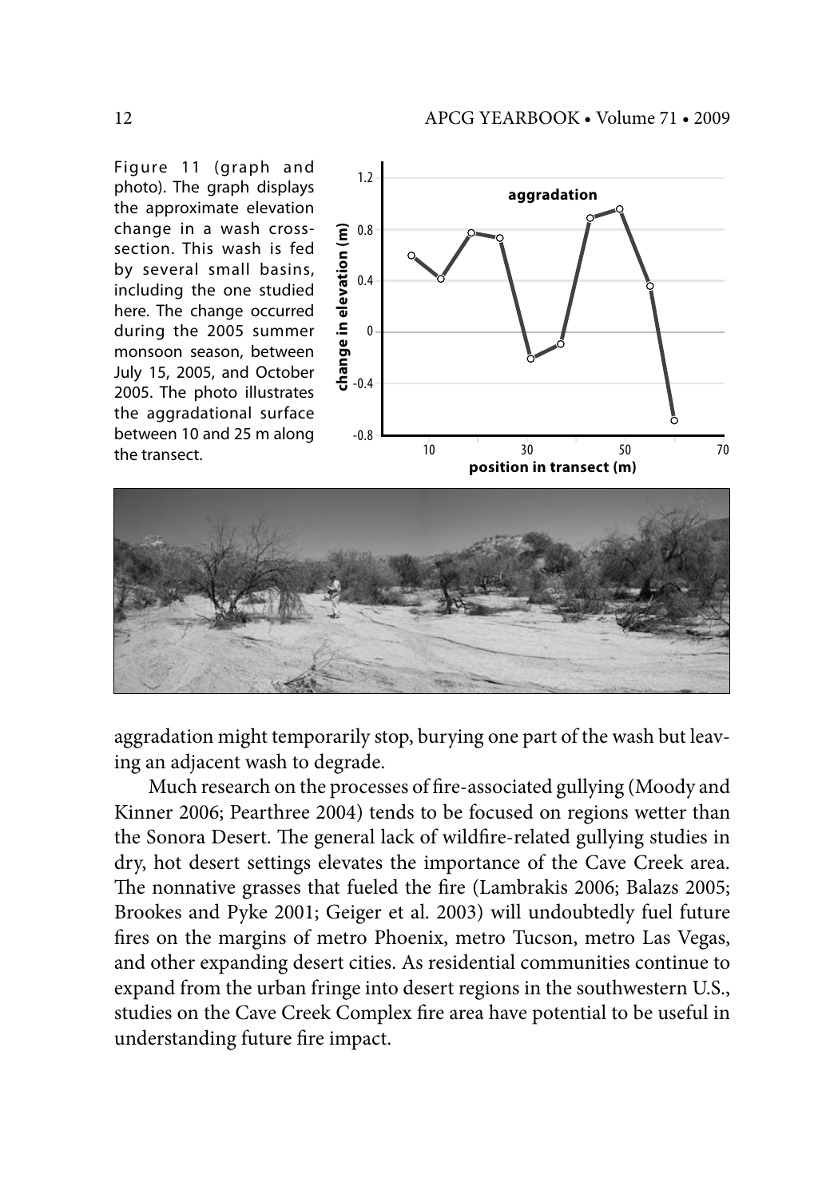Figure 11 (graph and photo). The graph displays the approximate elevation change in a wash cross-section. This wash is fed by several small basins, including the one studied here. The change occurred during the 2005 summer monsoon season, between July 15, 2005, and October 2005. The photo illustrates the aggradational surface between 10 and 25 m along the transect.

aggradation might temporarily stop, burying one part of the wash but leaving an adjacent wash to degrade.

Much research on the processes of fire-associated gullying (Moody and Kinner 2006; Pearthree 2004) tends to be focused on regions wetter than the Sonora Desert. The general lack of wildfire-related gullying studies in dry, hot desert settings elevates the importance of the Cave Creek area. The nonnative grasses that fueled the fire (Lambrakis 2006; Balazs 2005; Brookes and Pyke 2001; Geiger et al. 2003) will undoubtedly fuel future fires on the margins of metro Phoenix, metro Tucson, metro Las Vegas, and other expanding desert cities. As residential communities continue to expand from the urban fringe into desert regions in the southwestern U.S., studies on the Cave Creek Complex fire area have potential to be useful in understanding future fire impact.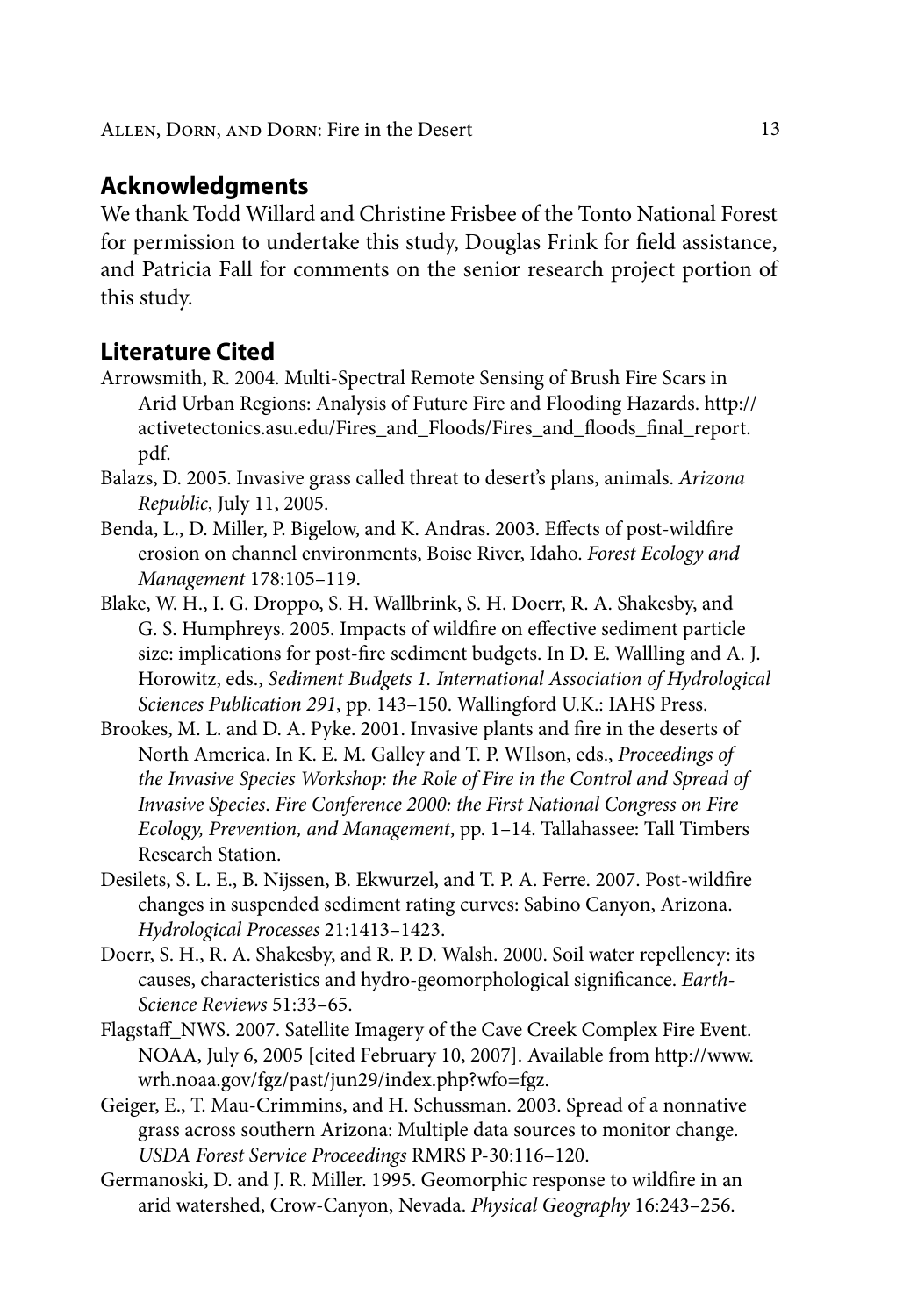## Acknowledgments

We thank Todd Willard and Christine Frisbee of the Tonto National Forest for permission to undertake this study, Douglas Frink for field assistance, and Patricia Fall for comments on the senior research project portion of this study.

## Literature Cited

Arrowsmith, R. 2004. Multi-Spectral Remote Sensing of Brush Fire Scars in Arid Urban Regions: Analysis of Future Fire and Flooding Hazards. http://activetectonics.asu.edu/Fires_and_Floods/Fires_and_floods_final_report.pdf.

Balazs, D. 2005. Invasive grass called threat to desert's plans, animals. *Arizona Republic*, July 11, 2005.

Benda, L., D. Miller, P. Bigelow, and K. Andras. 2003. Effects of post-wildfire erosion on channel environments, Boise River, Idaho. *Forest Ecology and Management* 178:105–119.

Blake, W. H., I. G. Droppo, S. H. Wallbrink, S. H. Doerr, R. A. Shakesby, and G. S. Humphreys. 2005. Impacts of wildfire on effective sediment particle size: implications for post-fire sediment budgets. In D. E. Wallling and A. J. Horowitz, eds., *Sediment Budgets 1. International Association of Hydrological Sciences Publication 291*, pp. 143–150. Wallingford U.K.: IAHS Press.

Brookes, M. L. and D. A. Pyke. 2001. Invasive plants and fire in the deserts of North America. In K. E. M. Galley and T. P. WIlson, eds., *Proceedings of the Invasive Species Workshop: the Role of Fire in the Control and Spread of Invasive Species. Fire Conference 2000: the First National Congress on Fire Ecology, Prevention, and Management*, pp. 1–14. Tallahassee: Tall Timbers Research Station.

Desilets, S. L. E., B. Nijssen, B. Ekwurzel, and T. P. A. Ferre. 2007. Post-wildfire changes in suspended sediment rating curves: Sabino Canyon, Arizona. *Hydrological Processes* 21:1413–1423.

Doerr, S. H., R. A. Shakesby, and R. P. D. Walsh. 2000. Soil water repellency: its causes, characteristics and hydro-geomorphological significance. *Earth-Science Reviews* 51:33–65.

Flagstaff_NWS. 2007. Satellite Imagery of the Cave Creek Complex Fire Event. NOAA, July 6, 2005 [cited February 10, 2007]. Available from http://www.wrh.noaa.gov/fgz/past/jun29/index.php?wfo=fgz.

Geiger, E., T. Mau-Crimmins, and H. Schussman. 2003. Spread of a nonnative grass across southern Arizona: Multiple data sources to monitor change. *USDA Forest Service Proceedings* RMRS P-30:116–120.

Germanoski, D. and J. R. Miller. 1995. Geomorphic response to wildfire in an arid watershed, Crow-Canyon, Nevada. *Physical Geography* 16:243–256.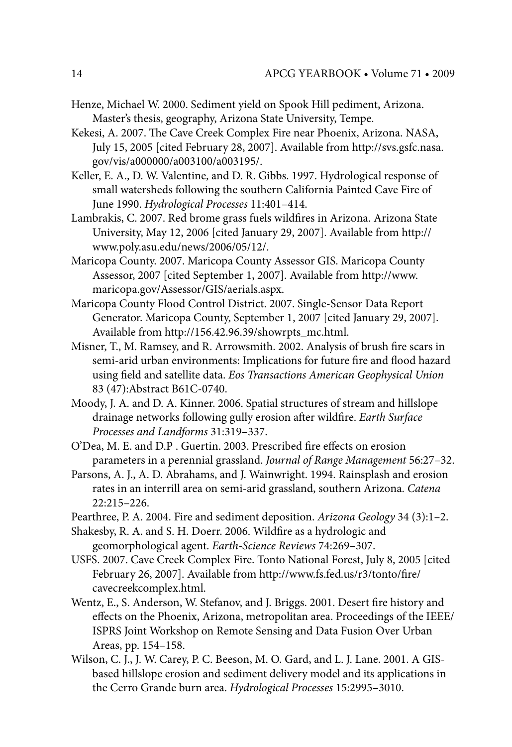Henze, Michael W. 2000. Sediment yield on Spook Hill pediment, Arizona. Master's thesis, geography, Arizona State University, Tempe.

Kekesi, A. 2007. The Cave Creek Complex Fire near Phoenix, Arizona. NASA, July 15, 2005 [cited February 28, 2007]. Available from http://svs.gsfc.nasa.gov/vis/a000000/a003100/a003195/.

Keller, E. A., D. W. Valentine, and D. R. Gibbs. 1997. Hydrological response of small watersheds following the southern California Painted Cave Fire of June 1990. *Hydrological Processes* 11:401–414.

Lambrakis, C. 2007. Red brome grass fuels wildfires in Arizona. Arizona State University, May 12, 2006 [cited January 29, 2007]. Available from http://www.poly.asu.edu/news/2006/05/12/.

Maricopa County. 2007. Maricopa County Assessor GIS. Maricopa County Assessor, 2007 [cited September 1, 2007]. Available from http://www.maricopa.gov/Assessor/GIS/aerials.aspx.

Maricopa County Flood Control District. 2007. Single-Sensor Data Report Generator. Maricopa County, September 1, 2007 [cited January 29, 2007]. Available from http://156.42.96.39/showrpts_mc.html.

Misner, T., M. Ramsey, and R. Arrowsmith. 2002. Analysis of brush fire scars in semi-arid urban environments: Implications for future fire and flood hazard using field and satellite data. *Eos Transactions American Geophysical Union* 83 (47):Abstract B61C-0740.

Moody, J. A. and D. A. Kinner. 2006. Spatial structures of stream and hillslope drainage networks following gully erosion after wildfire. *Earth Surface Processes and Landforms* 31:319–337.

O'Dea, M. E. and D.P . Guertin. 2003. Prescribed fire effects on erosion parameters in a perennial grassland. *Journal of Range Management* 56:27–32.

Parsons, A. J., A. D. Abrahams, and J. Wainwright. 1994. Rainsplash and erosion rates in an interrill area on semi-arid grassland, southern Arizona. *Catena* 22:215–226.

Pearthree, P. A. 2004. Fire and sediment deposition. *Arizona Geology* 34 (3):1–2.

Shakesby, R. A. and S. H. Doerr. 2006. Wildfire as a hydrologic and geomorphological agent. *Earth-Science Reviews* 74:269–307.

USFS. 2007. Cave Creek Complex Fire. Tonto National Forest, July 8, 2005 [cited February 26, 2007]. Available from http://www.fs.fed.us/r3/tonto/fire/cavecreekcomplex.html.

Wentz, E., S. Anderson, W. Stefanov, and J. Briggs. 2001. Desert fire history and effects on the Phoenix, Arizona, metropolitan area. Proceedings of the IEEE/ISPRS Joint Workshop on Remote Sensing and Data Fusion Over Urban Areas, pp. 154–158.

Wilson, C. J., J. W. Carey, P. C. Beeson, M. O. Gard, and L. J. Lane. 2001. A GIS-based hillslope erosion and sediment delivery model and its applications in the Cerro Grande burn area. *Hydrological Processes* 15:2995–3010.